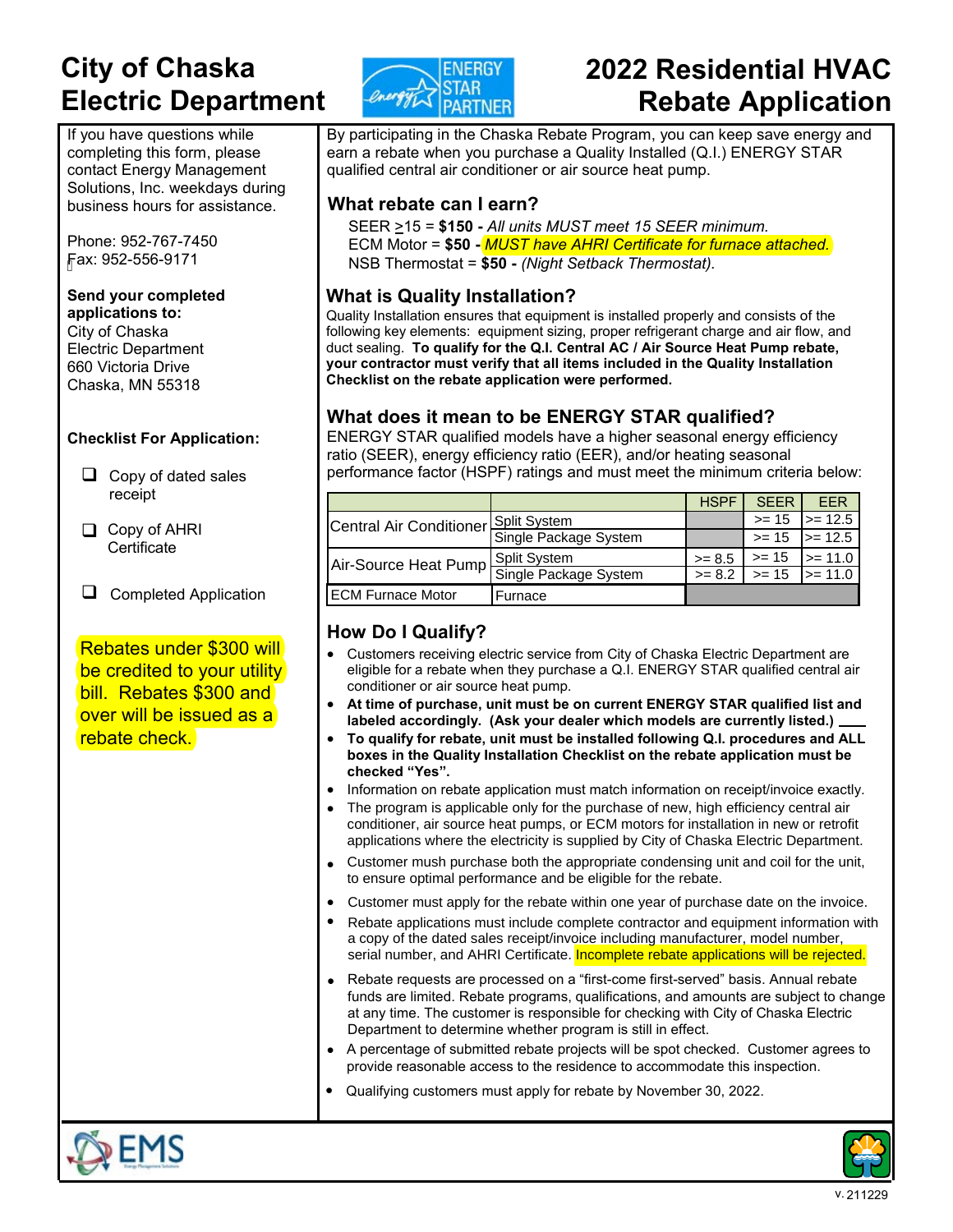# City of Chaska Electric Department

# 2022 Residential HVAC Rebate Application

If you have questions while completing this form, please contact Energy Management Solutions, Inc. weekdays during business hours for assistance.

Phone: 952-767-7450
Fax: 952-556-9171

**Send your completed applications to:**
City of Chaska
Electric Department
660 Victoria Drive
Chaska, MN 55318

**Checklist For Application:**

- ❑ Copy of dated sales receipt
- ❑ Copy of AHRI Certificate
- ❑ Completed Application

Rebates under $300 will be credited to your utility bill. Rebates $300 and over will be issued as a rebate check.

By participating in the Chaska Rebate Program, you can keep save energy and earn a rebate when you purchase a Quality Installed (Q.I.) ENERGY STAR qualified central air conditioner or air source heat pump.

## What rebate can I earn?

SEER ≥15 = **$150 -** *All units MUST meet 15 SEER minimum.*
ECM Motor = **$50 -** *MUST have AHRI Certificate for furnace attached.*
NSB Thermostat = **$50 -** *(Night Setback Thermostat).*

## What is Quality Installation?

Quality Installation ensures that equipment is installed properly and consists of the following key elements: equipment sizing, proper refrigerant charge and air flow, and duct sealing. **To qualify for the Q.I. Central AC / Air Source Heat Pump rebate, your contractor must verify that all items included in the Quality Installation Checklist on the rebate application were performed.**

## What does it mean to be ENERGY STAR qualified?

ENERGY STAR qualified models have a higher seasonal energy efficiency ratio (SEER), energy efficiency ratio (EER), and/or heating seasonal performance factor (HSPF) ratings and must meet the minimum criteria below:

| | | HSPF | SEER | EER |
|---|---|---|---|---|
| Central Air Conditioner | Split System | | >= 15 | >= 12.5 |
| | Single Package System | | >= 15 | >= 12.5 |
| Air-Source Heat Pump | Split System | >= 8.5 | >= 15 | >= 11.0 |
| | Single Package System | >= 8.2 | >= 15 | >= 11.0 |
| ECM Furnace Motor | Furnace | | | |

## How Do I Qualify?

- Customers receiving electric service from City of Chaska Electric Department are eligible for a rebate when they purchase a Q.I. ENERGY STAR qualified central air conditioner or air source heat pump.
- **At time of purchase, unit must be on current ENERGY STAR qualified list and labeled accordingly. (Ask your dealer which models are currently listed.)**
- **To qualify for rebate, unit must be installed following Q.I. procedures and ALL boxes in the Quality Installation Checklist on the rebate application must be checked "Yes".**
- Information on rebate application must match information on receipt/invoice exactly.
- The program is applicable only for the purchase of new, high efficiency central air conditioner, air source heat pumps, or ECM motors for installation in new or retrofit applications where the electricity is supplied by City of Chaska Electric Department.
- Customer mush purchase both the appropriate condensing unit and coil for the unit, to ensure optimal performance and be eligible for the rebate.
- Customer must apply for the rebate within one year of purchase date on the invoice.
- Rebate applications must include complete contractor and equipment information with a copy of the dated sales receipt/invoice including manufacturer, model number, serial number, and AHRI Certificate. Incomplete rebate applications will be rejected.
- Rebate requests are processed on a "first-come first-served" basis. Annual rebate funds are limited. Rebate programs, qualifications, and amounts are subject to change at any time. The customer is responsible for checking with City of Chaska Electric Department to determine whether program is still in effect.
- A percentage of submitted rebate projects will be spot checked. Customer agrees to provide reasonable access to the residence to accommodate this inspection.
- Qualifying customers must apply for rebate by November 30, 2022.

v. 211229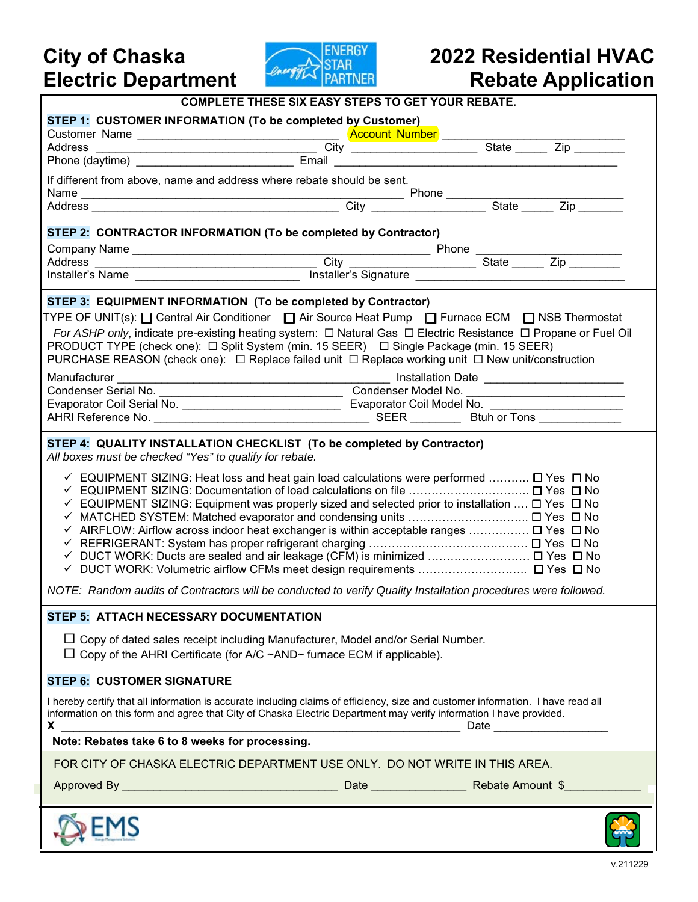# City of Chaska Electric Department

# 2022 Residential HVAC Rebate Application

**COMPLETE THESE SIX EASY STEPS TO GET YOUR REBATE.**

## STEP 1: CUSTOMER INFORMATION (To be completed by Customer)

Customer Name ______________________________ Account Number ______________________________

Address ______________________________ City ____________________ State _____ Zip ________

Phone (daytime) ________________________ Email ____________________________________________

If different from above, name and address where rebate should be sent.

Name ____________________________________________________ Phone ____________________________

Address ________________________________________ City __________________ State _____ Zip _______

## STEP 2: CONTRACTOR INFORMATION (To be completed by Contractor)

Company Name ______________________________________________ Phone ______________________

Address ___________________________________ City ____________________ State _____ Zip ________

Installer's Name _________________________ Installer's Signature _________________________________

## STEP 3: EQUIPMENT INFORMATION (To be completed by Contractor)

TYPE OF UNIT(s): ☐ Central Air Conditioner ☐ Air Source Heat Pump ☐ Furnace ECM ☐ NSB Thermostat

*For ASHP only*, indicate pre-existing heating system: ☐ Natural Gas ☐ Electric Resistance ☐ Propane or Fuel Oil

PRODUCT TYPE (check one): ☐ Split System (min. 15 SEER) ☐ Single Package (min. 15 SEER)

PURCHASE REASON (check one): ☐ Replace failed unit ☐ Replace working unit ☐ New unit/construction

Manufacturer ________________________________________ Installation Date ______________________

Condenser Serial No. ___________________________ Condenser Model No. ________________________

Evaporator Coil Serial No. _________________________ Evaporator Coil Model No. ____________________

AHRI Reference No. __________________________________ SEER ________ Btuh or Tons _____________

## STEP 4: QUALITY INSTALLATION CHECKLIST (To be completed by Contractor)

*All boxes must be checked "Yes" to qualify for rebate.*

- ✓ EQUIPMENT SIZING: Heat loss and heat gain load calculations were performed ........... ☐ Yes ☐ No
- ✓ EQUIPMENT SIZING: Documentation of load calculations on file ................................ ☐ Yes ☐ No
- ✓ EQUIPMENT SIZING: Equipment was properly sized and selected prior to installation .... ☐ Yes ☐ No
- ✓ MATCHED SYSTEM: Matched evaporator and condensing units ................................ ☐ Yes ☐ No
- ✓ AIRFLOW: Airflow across indoor heat exchanger is within acceptable ranges ................ ☐ Yes ☐ No
- ✓ REFRIGERANT: System has proper refrigerant charging ........................................ ☐ Yes ☐ No
- ✓ DUCT WORK: Ducts are sealed and air leakage (CFM) is minimized .......................... ☐ Yes ☐ No
- ✓ DUCT WORK: Volumetric airflow CFMs meet design requirements ............................ ☐ Yes ☐ No

*NOTE: Random audits of Contractors will be conducted to verify Quality Installation procedures were followed.*

## STEP 5: ATTACH NECESSARY DOCUMENTATION

☐ Copy of dated sales receipt including Manufacturer, Model and/or Serial Number.

☐ Copy of the AHRI Certificate (for A/C ~AND~ furnace ECM if applicable).

## STEP 6: CUSTOMER SIGNATURE

I hereby certify that all information is accurate including claims of efficiency, size and customer information. I have read all information on this form and agree that City of Chaska Electric Department may verify information I have provided.

X ______________________________________________________________ Date ___________________

**Note: Rebates take 6 to 8 weeks for processing.**

FOR CITY OF CHASKA ELECTRIC DEPARTMENT USE ONLY. DO NOT WRITE IN THIS AREA.

Approved By _________________________________ Date _______________ Rebate Amount $____________

v.211229